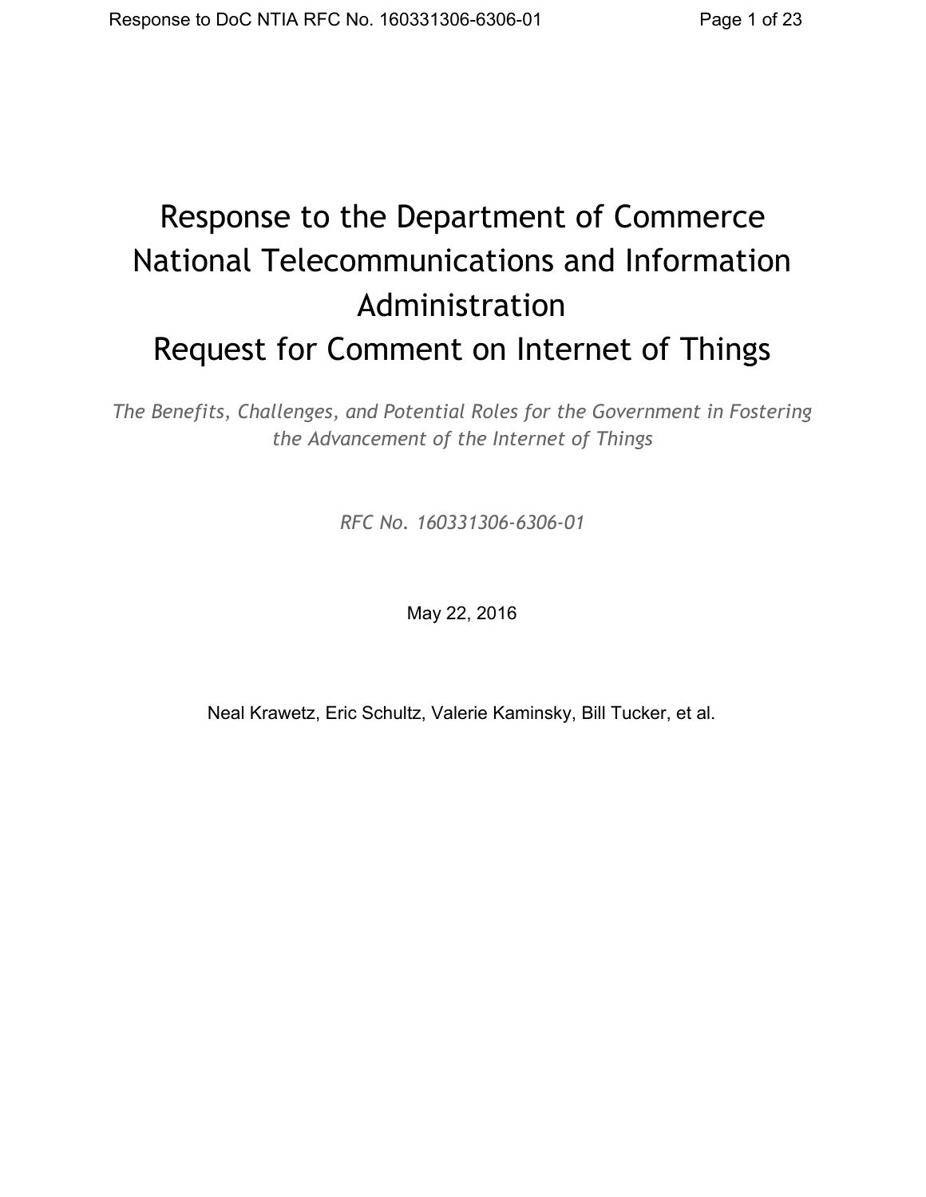# Response to the Department of Commerce National Telecommunications and Information Administration Request for Comment on Internet of Things

*The Benefits, Challenges, and Potential Roles for the Government in Fostering the Advancement of the Internet of Things*

*RFC No. 160331306-6306-01*

May 22, 2016

Neal Krawetz, Eric Schultz, Valerie Kaminsky, Bill Tucker, et al.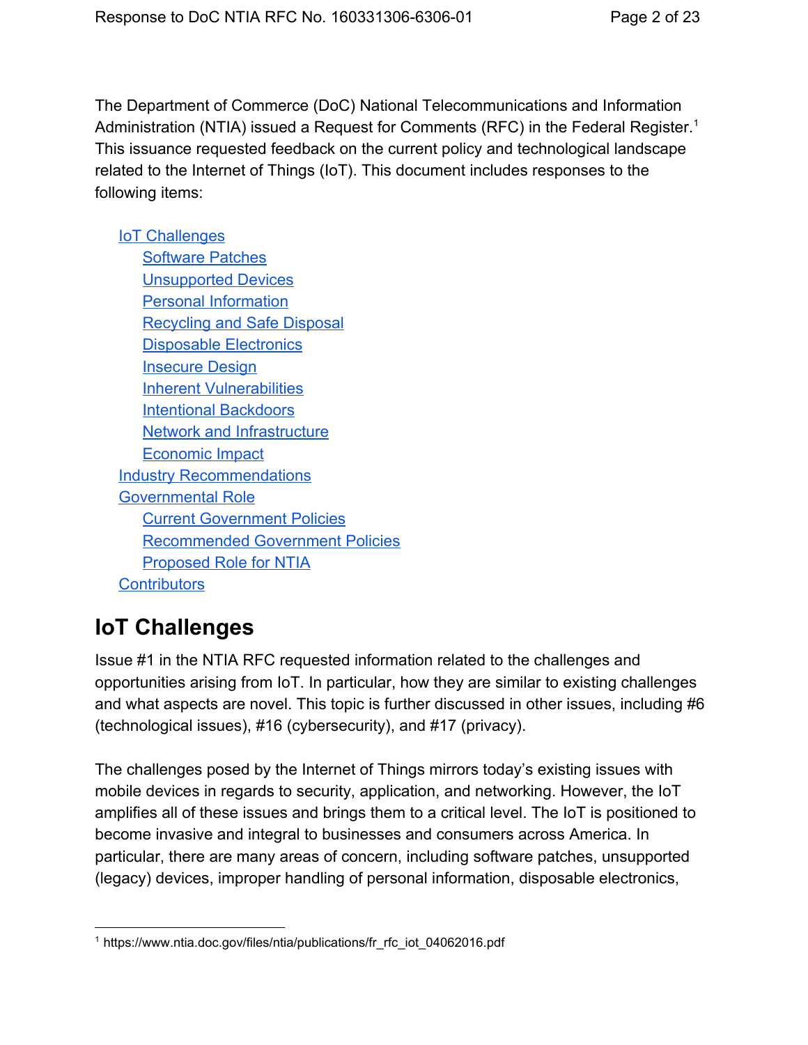The Department of Commerce (DoC) National Telecommunications and Information Administration (NTIA) issued a Request for Comments (RFC) in the Federal Register.[1] This issuance requested feedback on the current policy and technological landscape related to the Internet of Things (IoT). This document includes responses to the following items:

- IoT Challenges
  - Software Patches
  - Unsupported Devices
  - Personal Information
  - Recycling and Safe Disposal
  - Disposable Electronics
  - Insecure Design
  - Inherent Vulnerabilities
  - Intentional Backdoors
  - Network and Infrastructure
  - Economic Impact
- Industry Recommendations
- Governmental Role
  - Current Government Policies
  - Recommended Government Policies
  - Proposed Role for NTIA
- Contributors

# IoT Challenges

Issue #1 in the NTIA RFC requested information related to the challenges and opportunities arising from IoT. In particular, how they are similar to existing challenges and what aspects are novel. This topic is further discussed in other issues, including #6 (technological issues), #16 (cybersecurity), and #17 (privacy).

The challenges posed by the Internet of Things mirrors today's existing issues with mobile devices in regards to security, application, and networking. However, the IoT amplifies all of these issues and brings them to a critical level. The IoT is positioned to become invasive and integral to businesses and consumers across America. In particular, there are many areas of concern, including software patches, unsupported (legacy) devices, improper handling of personal information, disposable electronics,

---

[1] https://www.ntia.doc.gov/files/ntia/publications/fr_rfc_iot_04062016.pdf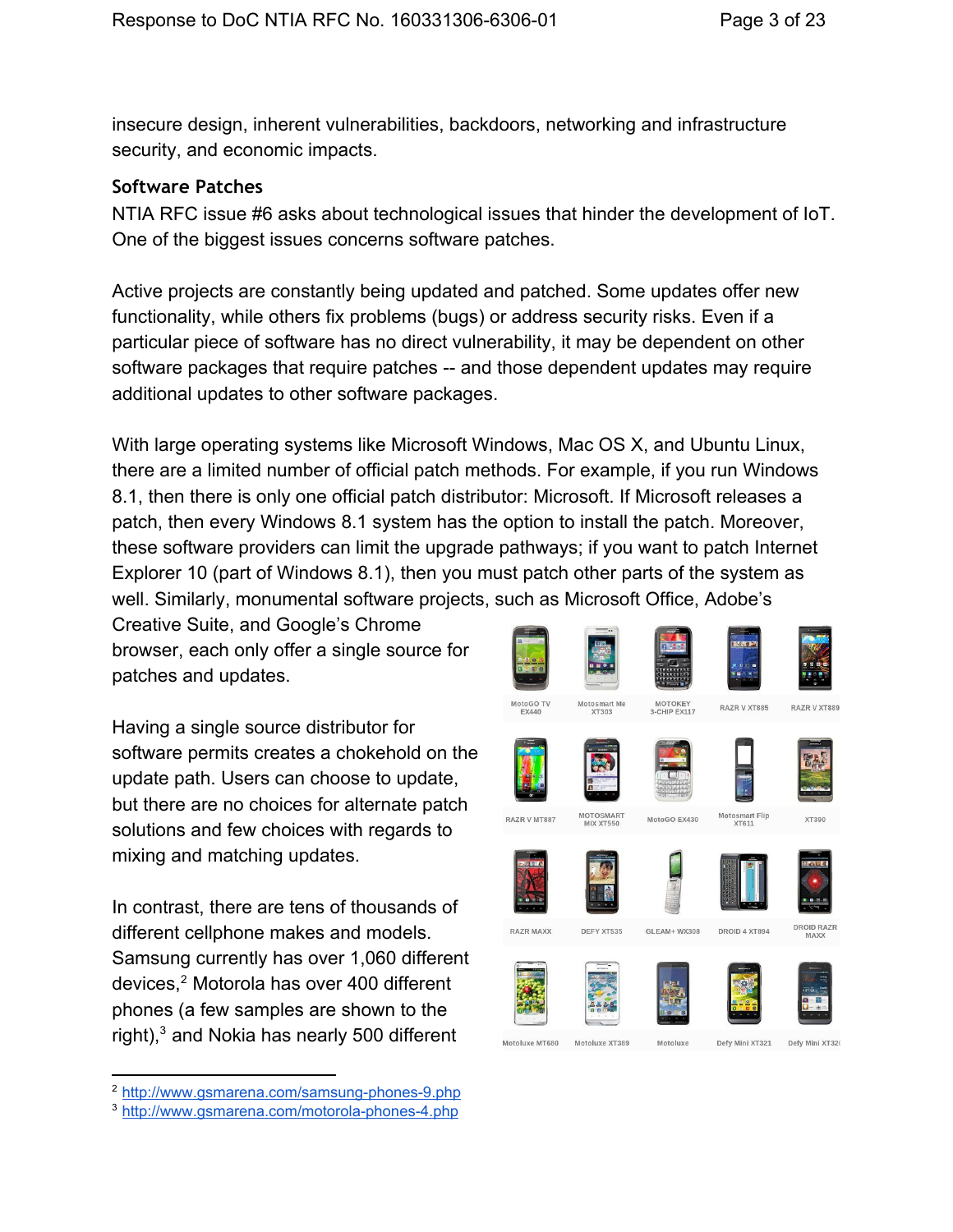insecure design, inherent vulnerabilities, backdoors, networking and infrastructure security, and economic impacts.

## Software Patches

NTIA RFC issue #6 asks about technological issues that hinder the development of IoT. One of the biggest issues concerns software patches.

Active projects are constantly being updated and patched. Some updates offer new functionality, while others fix problems (bugs) or address security risks. Even if a particular piece of software has no direct vulnerability, it may be dependent on other software packages that require patches -- and those dependent updates may require additional updates to other software packages.

With large operating systems like Microsoft Windows, Mac OS X, and Ubuntu Linux, there are a limited number of official patch methods. For example, if you run Windows 8.1, then there is only one official patch distributor: Microsoft. If Microsoft releases a patch, then every Windows 8.1 system has the option to install the patch. Moreover, these software providers can limit the upgrade pathways; if you want to patch Internet Explorer 10 (part of Windows 8.1), then you must patch other parts of the system as well. Similarly, monumental software projects, such as Microsoft Office, Adobe's Creative Suite, and Google's Chrome browser, each only offer a single source for patches and updates.

Having a single source distributor for software permits creates a chokehold on the update path. Users can choose to update, but there are no choices for alternate patch solutions and few choices with regards to mixing and matching updates.

In contrast, there are tens of thousands of different cellphone makes and models. Samsung currently has over 1,060 different devices,[2] Motorola has over 400 different phones (a few samples are shown to the right),[3] and Nokia has nearly 500 different

MotoGO TV EX440 | Motosmart Me XT303 | MOTOKEY 3-CHIP EX117 | RAZR V XT885 | RAZR V XT889 | RAZR V MT887 | MOTOSMART MIX XT550 | MotoGO EX430 | Motosmart Flip XT611 | XT390 | RAZR MAXX | DEFY XT535 | GLEAM+ WX308 | DROID 4 XT894 | DROID RAZR MAXX | Motoluxe MT680 | Motoluxe XT389 | Motoluxe | Defy Mini XT321 | Defy Mini XT320

[2] http://www.gsmarena.com/samsung-phones-9.php

[3] http://www.gsmarena.com/motorola-phones-4.php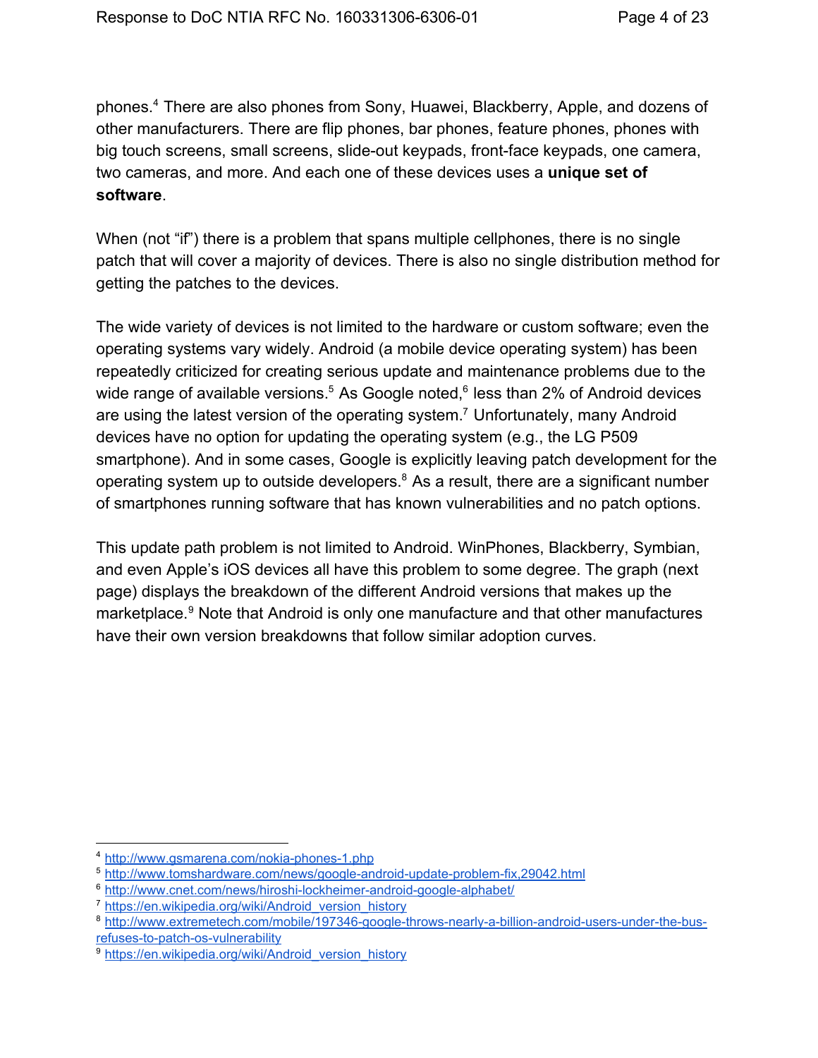phones.[4] There are also phones from Sony, Huawei, Blackberry, Apple, and dozens of other manufacturers. There are flip phones, bar phones, feature phones, phones with big touch screens, small screens, slide-out keypads, front-face keypads, one camera, two cameras, and more. And each one of these devices uses a **unique set of software**.

When (not "if") there is a problem that spans multiple cellphones, there is no single patch that will cover a majority of devices. There is also no single distribution method for getting the patches to the devices.

The wide variety of devices is not limited to the hardware or custom software; even the operating systems vary widely. Android (a mobile device operating system) has been repeatedly criticized for creating serious update and maintenance problems due to the wide range of available versions.[5] As Google noted,[6] less than 2% of Android devices are using the latest version of the operating system.[7] Unfortunately, many Android devices have no option for updating the operating system (e.g., the LG P509 smartphone). And in some cases, Google is explicitly leaving patch development for the operating system up to outside developers.[8] As a result, there are a significant number of smartphones running software that has known vulnerabilities and no patch options.

This update path problem is not limited to Android. WinPhones, Blackberry, Symbian, and even Apple's iOS devices all have this problem to some degree. The graph (next page) displays the breakdown of the different Android versions that makes up the marketplace.[9] Note that Android is only one manufacture and that other manufactures have their own version breakdowns that follow similar adoption curves.

---

[4] http://www.gsmarena.com/nokia-phones-1.php

[5] http://www.tomshardware.com/news/google-android-update-problem-fix,29042.html

[6] http://www.cnet.com/news/hiroshi-lockheimer-android-google-alphabet/

[7] https://en.wikipedia.org/wiki/Android_version_history

[8] http://www.extremetech.com/mobile/197346-google-throws-nearly-a-billion-android-users-under-the-bus-refuses-to-patch-os-vulnerability

[9] https://en.wikipedia.org/wiki/Android_version_history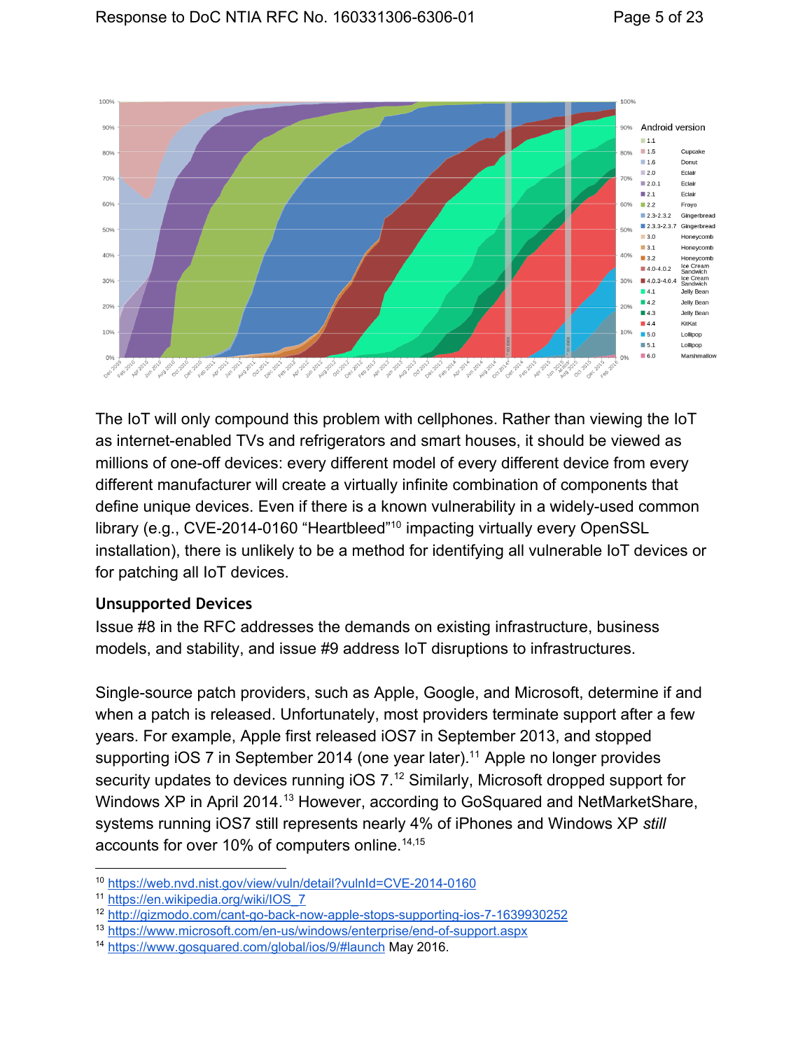The IoT will only compound this problem with cellphones. Rather than viewing the IoT as internet-enabled TVs and refrigerators and smart houses, it should be viewed as millions of one-off devices: every different model of every different device from every different manufacturer will create a virtually infinite combination of components that define unique devices. Even if there is a known vulnerability in a widely-used common library (e.g., CVE-2014-0160 “Heartbleed”[10] impacting virtually every OpenSSL installation), there is unlikely to be a method for identifying all vulnerable IoT devices or for patching all IoT devices.

## Unsupported Devices

Issue #8 in the RFC addresses the demands on existing infrastructure, business models, and stability, and issue #9 address IoT disruptions to infrastructures.

Single-source patch providers, such as Apple, Google, and Microsoft, determine if and when a patch is released. Unfortunately, most providers terminate support after a few years. For example, Apple first released iOS7 in September 2013, and stopped supporting iOS 7 in September 2014 (one year later).[11] Apple no longer provides security updates to devices running iOS 7.[12] Similarly, Microsoft dropped support for Windows XP in April 2014.[13] However, according to GoSquared and NetMarketShare, systems running iOS7 still represents nearly 4% of iPhones and Windows XP *still* accounts for over 10% of computers online.[14,15]

---

[10] https://web.nvd.nist.gov/view/vuln/detail?vulnId=CVE-2014-0160
[11] https://en.wikipedia.org/wiki/IOS_7
[12] http://gizmodo.com/cant-go-back-now-apple-stops-supporting-ios-7-1639930252
[13] https://www.microsoft.com/en-us/windows/enterprise/end-of-support.aspx
[14] https://www.gosquared.com/global/ios/9/#launch May 2016.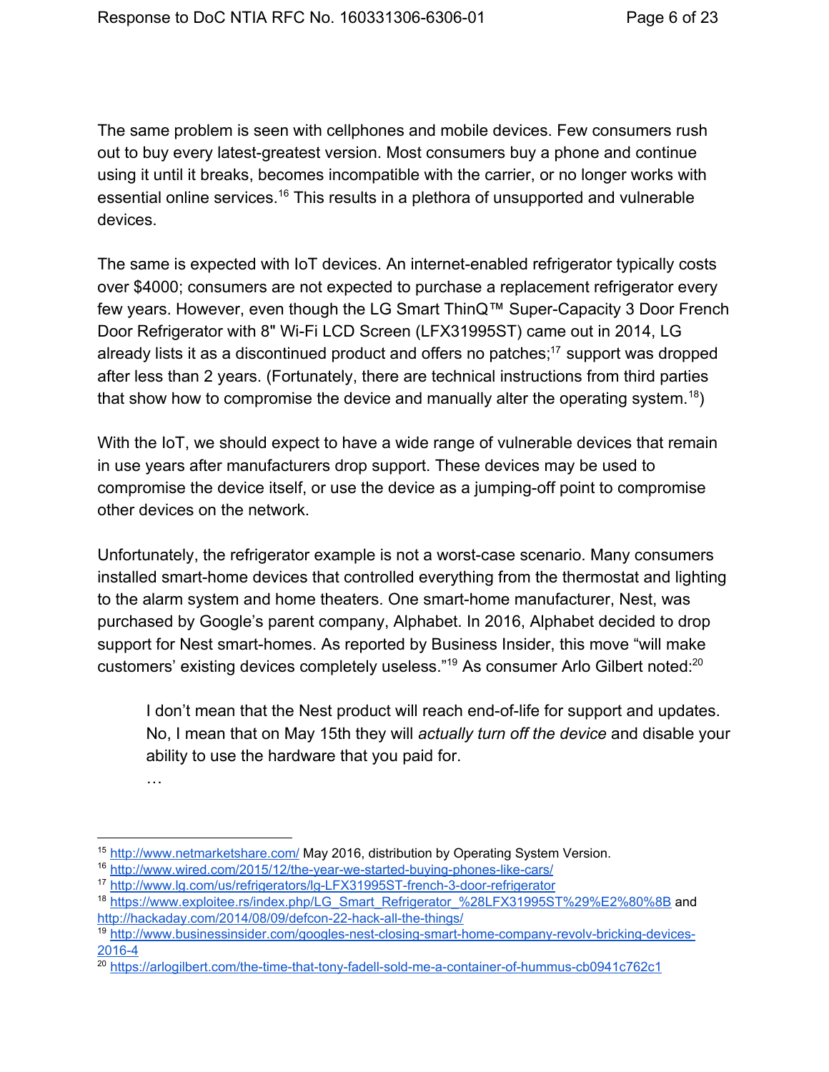The same problem is seen with cellphones and mobile devices. Few consumers rush out to buy every latest-greatest version. Most consumers buy a phone and continue using it until it breaks, becomes incompatible with the carrier, or no longer works with essential online services.[16] This results in a plethora of unsupported and vulnerable devices.

The same is expected with IoT devices. An internet-enabled refrigerator typically costs over $4000; consumers are not expected to purchase a replacement refrigerator every few years. However, even though the LG Smart ThinQ™ Super-Capacity 3 Door French Door Refrigerator with 8" Wi-Fi LCD Screen (LFX31995ST) came out in 2014, LG already lists it as a discontinued product and offers no patches;[17] support was dropped after less than 2 years. (Fortunately, there are technical instructions from third parties that show how to compromise the device and manually alter the operating system.[18])

With the IoT, we should expect to have a wide range of vulnerable devices that remain in use years after manufacturers drop support. These devices may be used to compromise the device itself, or use the device as a jumping-off point to compromise other devices on the network.

Unfortunately, the refrigerator example is not a worst-case scenario. Many consumers installed smart-home devices that controlled everything from the thermostat and lighting to the alarm system and home theaters. One smart-home manufacturer, Nest, was purchased by Google's parent company, Alphabet. In 2016, Alphabet decided to drop support for Nest smart-homes. As reported by Business Insider, this move "will make customers' existing devices completely useless."[19] As consumer Arlo Gilbert noted:[20]

> I don't mean that the Nest product will reach end-of-life for support and updates. No, I mean that on May 15th they will *actually turn off the device* and disable your ability to use the hardware that you paid for.
>
> …

---

[15] http://www.netmarketshare.com/ May 2016, distribution by Operating System Version.

[16] http://www.wired.com/2015/12/the-year-we-started-buying-phones-like-cars/

[17] http://www.lg.com/us/refrigerators/lg-LFX31995ST-french-3-door-refrigerator

[18] https://www.exploitee.rs/index.php/LG_Smart_Refrigerator_%28LFX31995ST%29%E2%80%8B and http://hackaday.com/2014/08/09/defcon-22-hack-all-the-things/

[19] http://www.businessinsider.com/googles-nest-closing-smart-home-company-revolv-bricking-devices-2016-4

[20] https://arlogilbert.com/the-time-that-tony-fadell-sold-me-a-container-of-hummus-cb0941c762c1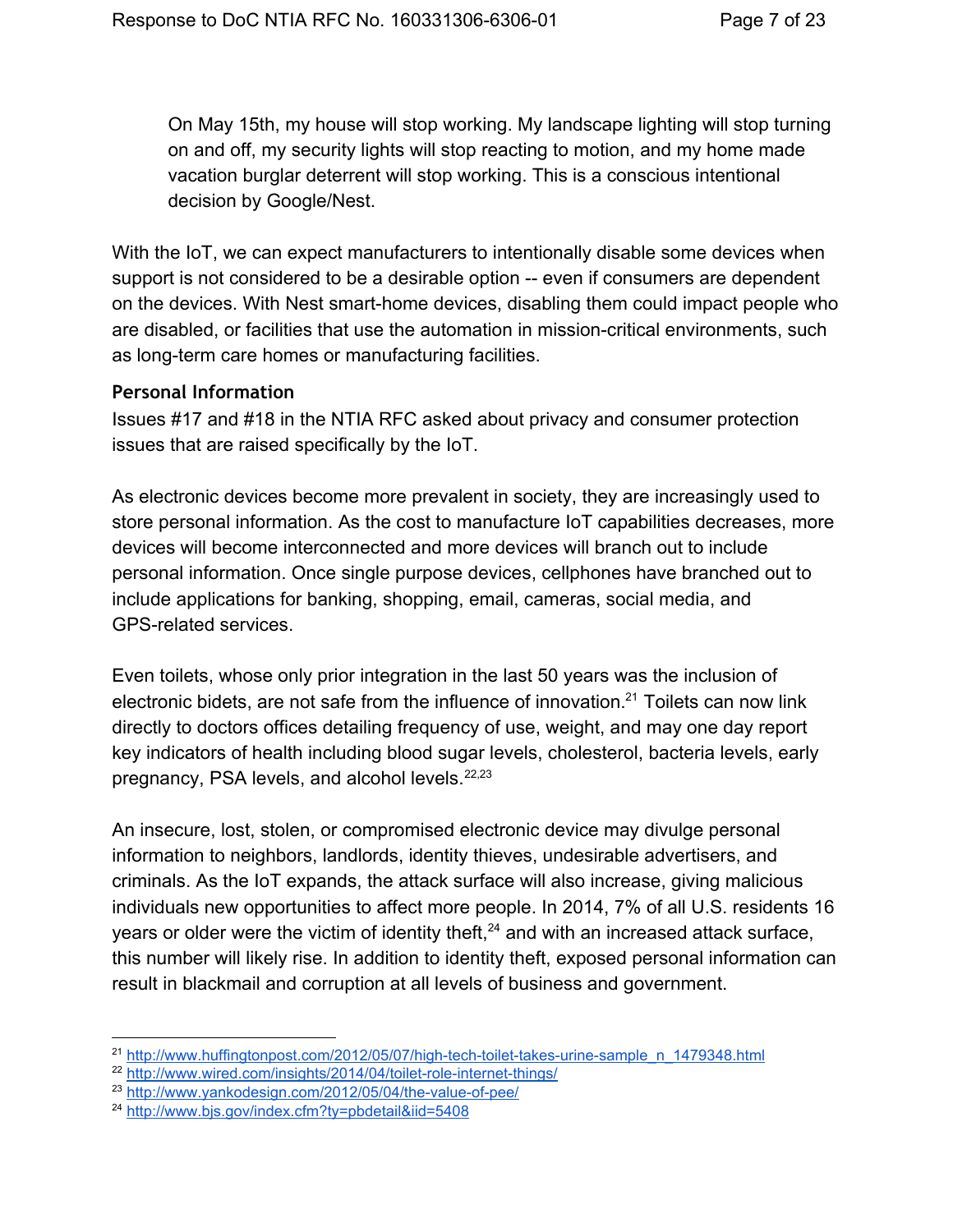> On May 15th, my house will stop working. My landscape lighting will stop turning on and off, my security lights will stop reacting to motion, and my home made vacation burglar deterrent will stop working. This is a conscious intentional decision by Google/Nest.

With the IoT, we can expect manufacturers to intentionally disable some devices when support is not considered to be a desirable option -- even if consumers are dependent on the devices. With Nest smart-home devices, disabling them could impact people who are disabled, or facilities that use the automation in mission-critical environments, such as long-term care homes or manufacturing facilities.

### Personal Information

Issues #17 and #18 in the NTIA RFC asked about privacy and consumer protection issues that are raised specifically by the IoT.

As electronic devices become more prevalent in society, they are increasingly used to store personal information. As the cost to manufacture IoT capabilities decreases, more devices will become interconnected and more devices will branch out to include personal information. Once single purpose devices, cellphones have branched out to include applications for banking, shopping, email, cameras, social media, and GPS-related services.

Even toilets, whose only prior integration in the last 50 years was the inclusion of electronic bidets, are not safe from the influence of innovation.[21] Toilets can now link directly to doctors offices detailing frequency of use, weight, and may one day report key indicators of health including blood sugar levels, cholesterol, bacteria levels, early pregnancy, PSA levels, and alcohol levels.[22,23]

An insecure, lost, stolen, or compromised electronic device may divulge personal information to neighbors, landlords, identity thieves, undesirable advertisers, and criminals. As the IoT expands, the attack surface will also increase, giving malicious individuals new opportunities to affect more people. In 2014, 7% of all U.S. residents 16 years or older were the victim of identity theft,[24] and with an increased attack surface, this number will likely rise. In addition to identity theft, exposed personal information can result in blackmail and corruption at all levels of business and government.

---

[21] http://www.huffingtonpost.com/2012/05/07/high-tech-toilet-takes-urine-sample_n_1479348.html

[22] http://www.wired.com/insights/2014/04/toilet-role-internet-things/

[23] http://www.yankodesign.com/2012/05/04/the-value-of-pee/

[24] http://www.bjs.gov/index.cfm?ty=pbdetail&iid=5408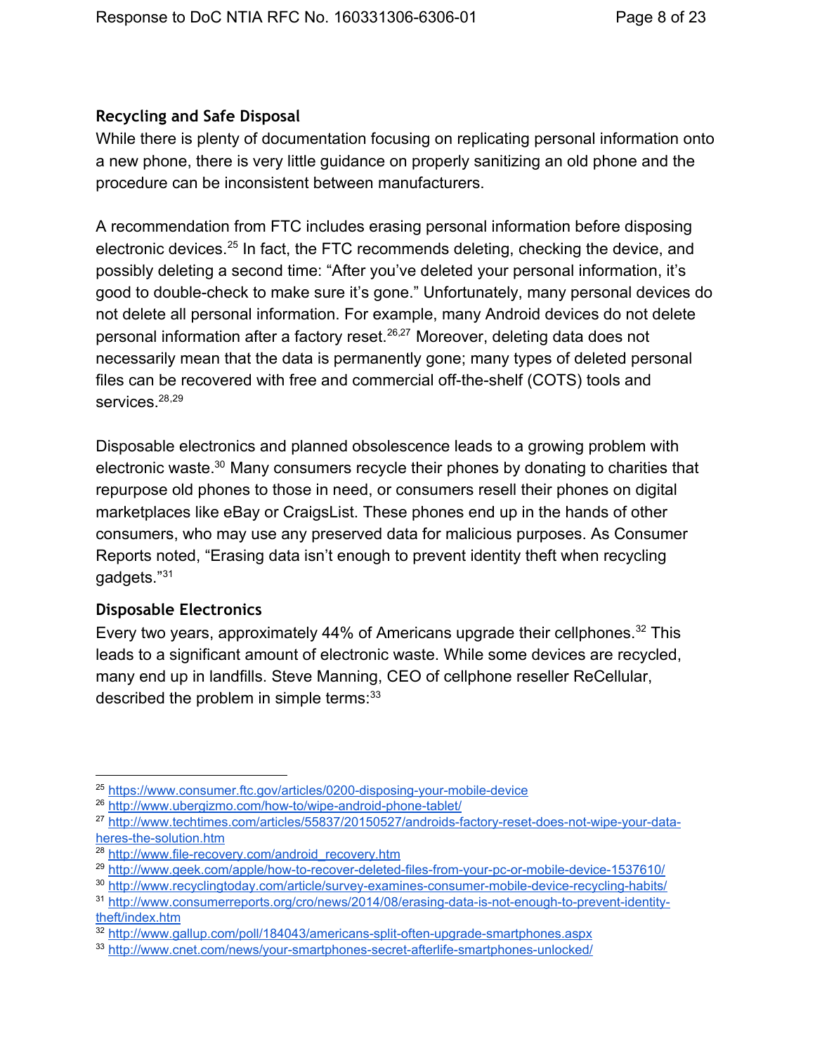### Recycling and Safe Disposal

While there is plenty of documentation focusing on replicating personal information onto a new phone, there is very little guidance on properly sanitizing an old phone and the procedure can be inconsistent between manufacturers.

A recommendation from FTC includes erasing personal information before disposing electronic devices.[25] In fact, the FTC recommends deleting, checking the device, and possibly deleting a second time: "After you've deleted your personal information, it's good to double-check to make sure it's gone." Unfortunately, many personal devices do not delete all personal information. For example, many Android devices do not delete personal information after a factory reset.[26,27] Moreover, deleting data does not necessarily mean that the data is permanently gone; many types of deleted personal files can be recovered with free and commercial off-the-shelf (COTS) tools and services.[28,29]

Disposable electronics and planned obsolescence leads to a growing problem with electronic waste.[30] Many consumers recycle their phones by donating to charities that repurpose old phones to those in need, or consumers resell their phones on digital marketplaces like eBay or CraigsList. These phones end up in the hands of other consumers, who may use any preserved data for malicious purposes. As Consumer Reports noted, "Erasing data isn't enough to prevent identity theft when recycling gadgets."[31]

### Disposable Electronics

Every two years, approximately 44% of Americans upgrade their cellphones.[32] This leads to a significant amount of electronic waste. While some devices are recycled, many end up in landfills. Steve Manning, CEO of cellphone reseller ReCellular, described the problem in simple terms:[33]

---

[25] https://www.consumer.ftc.gov/articles/0200-disposing-your-mobile-device

[26] http://www.ubergizmo.com/how-to/wipe-android-phone-tablet/

[27] http://www.techtimes.com/articles/55837/20150527/androids-factory-reset-does-not-wipe-your-data-heres-the-solution.htm

[28] http://www.file-recovery.com/android_recovery.htm

[29] http://www.geek.com/apple/how-to-recover-deleted-files-from-your-pc-or-mobile-device-1537610/

[30] http://www.recyclingtoday.com/article/survey-examines-consumer-mobile-device-recycling-habits/

[31] http://www.consumerreports.org/cro/news/2014/08/erasing-data-is-not-enough-to-prevent-identity-theft/index.htm

[32] http://www.gallup.com/poll/184043/americans-split-often-upgrade-smartphones.aspx

[33] http://www.cnet.com/news/your-smartphones-secret-afterlife-smartphones-unlocked/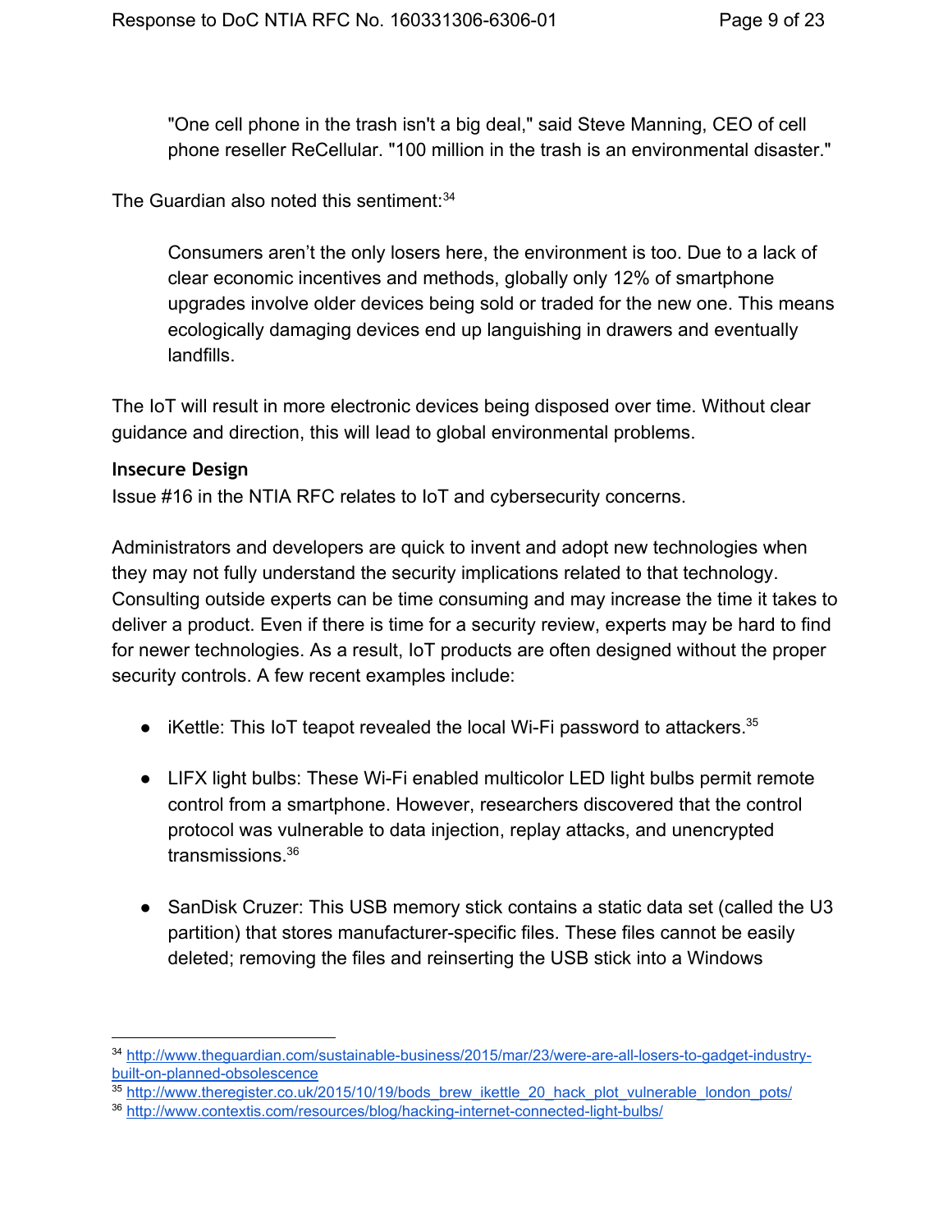> "One cell phone in the trash isn't a big deal," said Steve Manning, CEO of cell phone reseller ReCellular. "100 million in the trash is an environmental disaster."

The Guardian also noted this sentiment:[34]

> Consumers aren't the only losers here, the environment is too. Due to a lack of clear economic incentives and methods, globally only 12% of smartphone upgrades involve older devices being sold or traded for the new one. This means ecologically damaging devices end up languishing in drawers and eventually landfills.

The IoT will result in more electronic devices being disposed over time. Without clear guidance and direction, this will lead to global environmental problems.

### Insecure Design

Issue #16 in the NTIA RFC relates to IoT and cybersecurity concerns.

Administrators and developers are quick to invent and adopt new technologies when they may not fully understand the security implications related to that technology. Consulting outside experts can be time consuming and may increase the time it takes to deliver a product. Even if there is time for a security review, experts may be hard to find for newer technologies. As a result, IoT products are often designed without the proper security controls. A few recent examples include:

- iKettle: This IoT teapot revealed the local Wi-Fi password to attackers.[35]
- LIFX light bulbs: These Wi-Fi enabled multicolor LED light bulbs permit remote control from a smartphone. However, researchers discovered that the control protocol was vulnerable to data injection, replay attacks, and unencrypted transmissions.[36]
- SanDisk Cruzer: This USB memory stick contains a static data set (called the U3 partition) that stores manufacturer-specific files. These files cannot be easily deleted; removing the files and reinserting the USB stick into a Windows

---

[34] http://www.theguardian.com/sustainable-business/2015/mar/23/were-are-all-losers-to-gadget-industry-built-on-planned-obsolescence

[35] http://www.theregister.co.uk/2015/10/19/bods_brew_ikettle_20_hack_plot_vulnerable_london_pots/

[36] http://www.contextis.com/resources/blog/hacking-internet-connected-light-bulbs/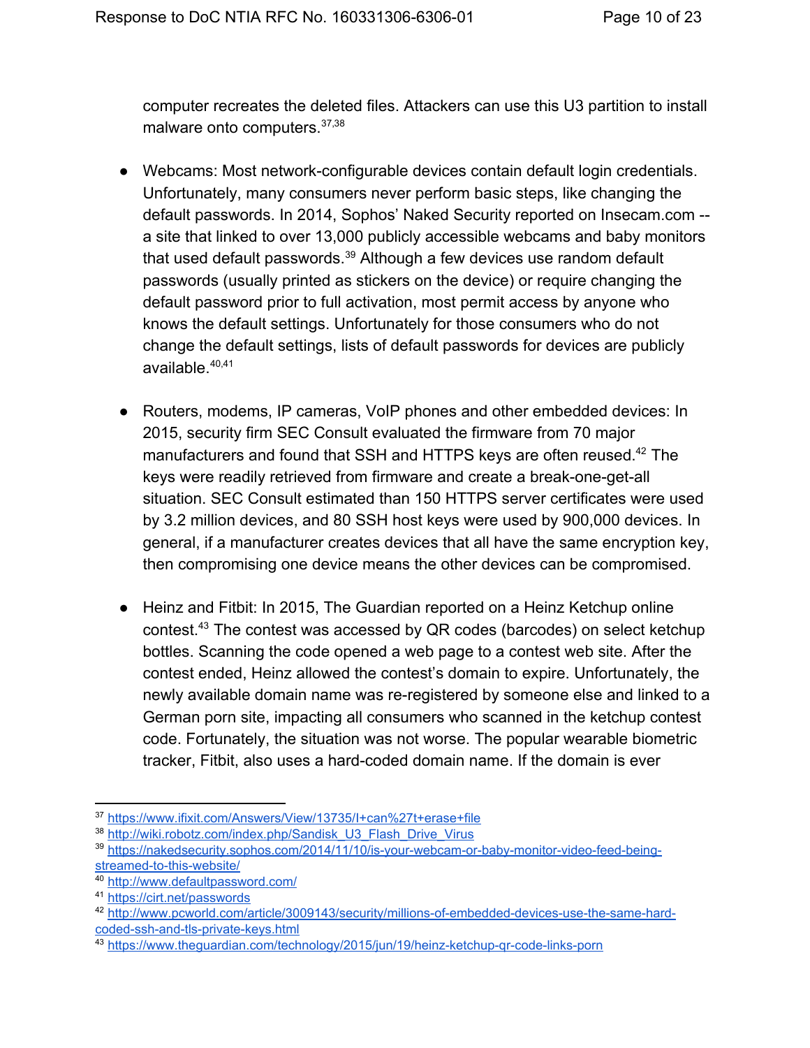computer recreates the deleted files. Attackers can use this U3 partition to install malware onto computers.[37,38]

- Webcams: Most network-configurable devices contain default login credentials. Unfortunately, many consumers never perform basic steps, like changing the default passwords. In 2014, Sophos' Naked Security reported on Insecam.com -- a site that linked to over 13,000 publicly accessible webcams and baby monitors that used default passwords.[39] Although a few devices use random default passwords (usually printed as stickers on the device) or require changing the default password prior to full activation, most permit access by anyone who knows the default settings. Unfortunately for those consumers who do not change the default settings, lists of default passwords for devices are publicly available.[40,41]

- Routers, modems, IP cameras, VoIP phones and other embedded devices: In 2015, security firm SEC Consult evaluated the firmware from 70 major manufacturers and found that SSH and HTTPS keys are often reused.[42] The keys were readily retrieved from firmware and create a break-one-get-all situation. SEC Consult estimated than 150 HTTPS server certificates were used by 3.2 million devices, and 80 SSH host keys were used by 900,000 devices. In general, if a manufacturer creates devices that all have the same encryption key, then compromising one device means the other devices can be compromised.

- Heinz and Fitbit: In 2015, The Guardian reported on a Heinz Ketchup online contest.[43] The contest was accessed by QR codes (barcodes) on select ketchup bottles. Scanning the code opened a web page to a contest web site. After the contest ended, Heinz allowed the contest's domain to expire. Unfortunately, the newly available domain name was re-registered by someone else and linked to a German porn site, impacting all consumers who scanned in the ketchup contest code. Fortunately, the situation was not worse. The popular wearable biometric tracker, Fitbit, also uses a hard-coded domain name. If the domain is ever

---

[37] https://www.ifixit.com/Answers/View/13735/I+can%27t+erase+file

[38] http://wiki.robotz.com/index.php/Sandisk_U3_Flash_Drive_Virus

[39] https://nakedsecurity.sophos.com/2014/11/10/is-your-webcam-or-baby-monitor-video-feed-being-streamed-to-this-website/

[40] http://www.defaultpassword.com/

[41] https://cirt.net/passwords

[42] http://www.pcworld.com/article/3009143/security/millions-of-embedded-devices-use-the-same-hard-coded-ssh-and-tls-private-keys.html

[43] https://www.theguardian.com/technology/2015/jun/19/heinz-ketchup-qr-code-links-porn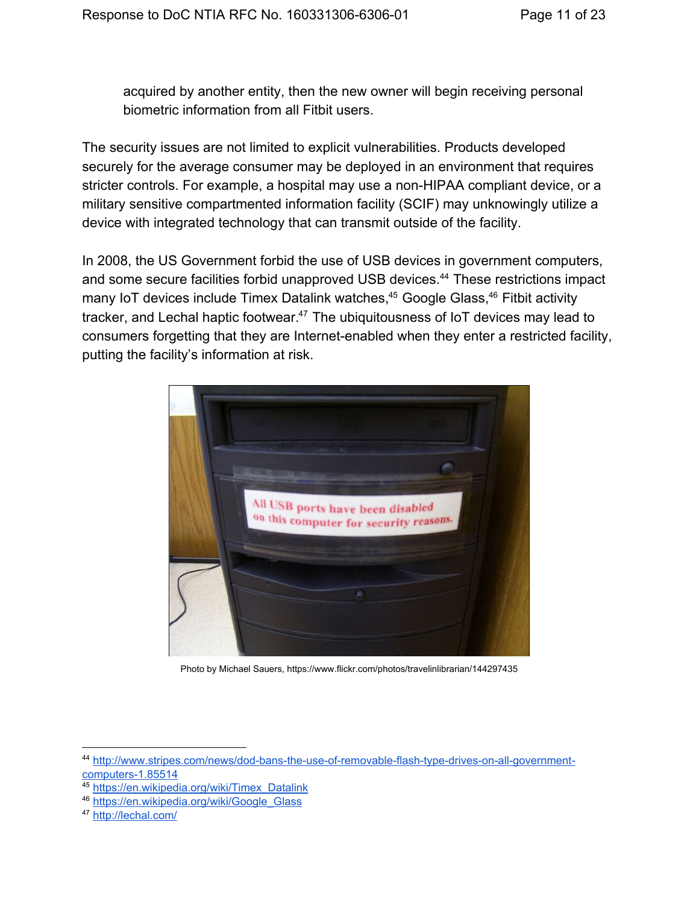acquired by another entity, then the new owner will begin receiving personal biometric information from all Fitbit users.

The security issues are not limited to explicit vulnerabilities. Products developed securely for the average consumer may be deployed in an environment that requires stricter controls. For example, a hospital may use a non-HIPAA compliant device, or a military sensitive compartmented information facility (SCIF) may unknowingly utilize a device with integrated technology that can transmit outside of the facility.

In 2008, the US Government forbid the use of USB devices in government computers, and some secure facilities forbid unapproved USB devices.[44] These restrictions impact many IoT devices include Timex Datalink watches,[45] Google Glass,[46] Fitbit activity tracker, and Lechal haptic footwear.[47] The ubiquitousness of IoT devices may lead to consumers forgetting that they are Internet-enabled when they enter a restricted facility, putting the facility's information at risk.

Photo by Michael Sauers, https://www.flickr.com/photos/travelinlibrarian/144297435

[44] http://www.stripes.com/news/dod-bans-the-use-of-removable-flash-type-drives-on-all-government-computers-1.85514

[45] https://en.wikipedia.org/wiki/Timex_Datalink

[46] https://en.wikipedia.org/wiki/Google_Glass

[47] http://lechal.com/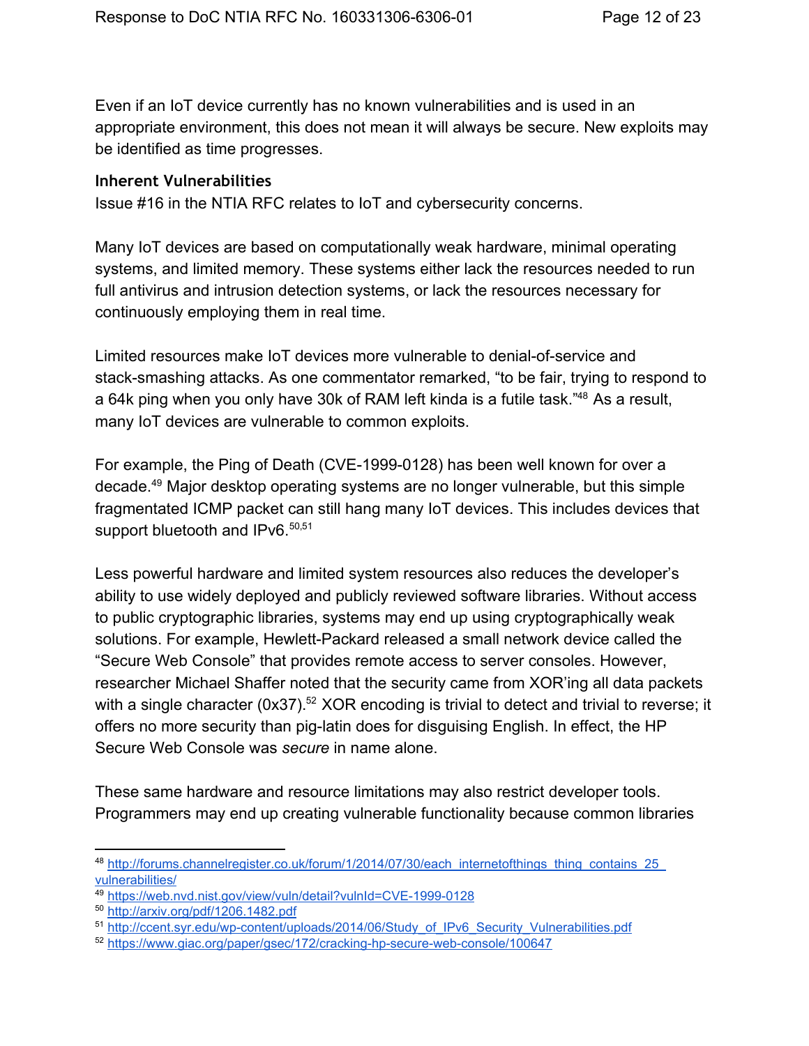Even if an IoT device currently has no known vulnerabilities and is used in an appropriate environment, this does not mean it will always be secure. New exploits may be identified as time progresses.

### Inherent Vulnerabilities

Issue #16 in the NTIA RFC relates to IoT and cybersecurity concerns.

Many IoT devices are based on computationally weak hardware, minimal operating systems, and limited memory. These systems either lack the resources needed to run full antivirus and intrusion detection systems, or lack the resources necessary for continuously employing them in real time.

Limited resources make IoT devices more vulnerable to denial-of-service and stack-smashing attacks. As one commentator remarked, "to be fair, trying to respond to a 64k ping when you only have 30k of RAM left kinda is a futile task."[48] As a result, many IoT devices are vulnerable to common exploits.

For example, the Ping of Death (CVE-1999-0128) has been well known for over a decade.[49] Major desktop operating systems are no longer vulnerable, but this simple fragmentated ICMP packet can still hang many IoT devices. This includes devices that support bluetooth and IPv6.[50,51]

Less powerful hardware and limited system resources also reduces the developer's ability to use widely deployed and publicly reviewed software libraries. Without access to public cryptographic libraries, systems may end up using cryptographically weak solutions. For example, Hewlett-Packard released a small network device called the "Secure Web Console" that provides remote access to server consoles. However, researcher Michael Shaffer noted that the security came from XOR'ing all data packets with a single character (0x37).[52] XOR encoding is trivial to detect and trivial to reverse; it offers no more security than pig-latin does for disguising English. In effect, the HP Secure Web Console was *secure* in name alone.

These same hardware and resource limitations may also restrict developer tools. Programmers may end up creating vulnerable functionality because common libraries

---

[48] http://forums.channelregister.co.uk/forum/1/2014/07/30/each_internetofthings_thing_contains_25_vulnerabilities/

[49] https://web.nvd.nist.gov/view/vuln/detail?vulnId=CVE-1999-0128

[50] http://arxiv.org/pdf/1206.1482.pdf

[51] http://ccent.syr.edu/wp-content/uploads/2014/06/Study_of_IPv6_Security_Vulnerabilities.pdf

[52] https://www.giac.org/paper/gsec/172/cracking-hp-secure-web-console/100647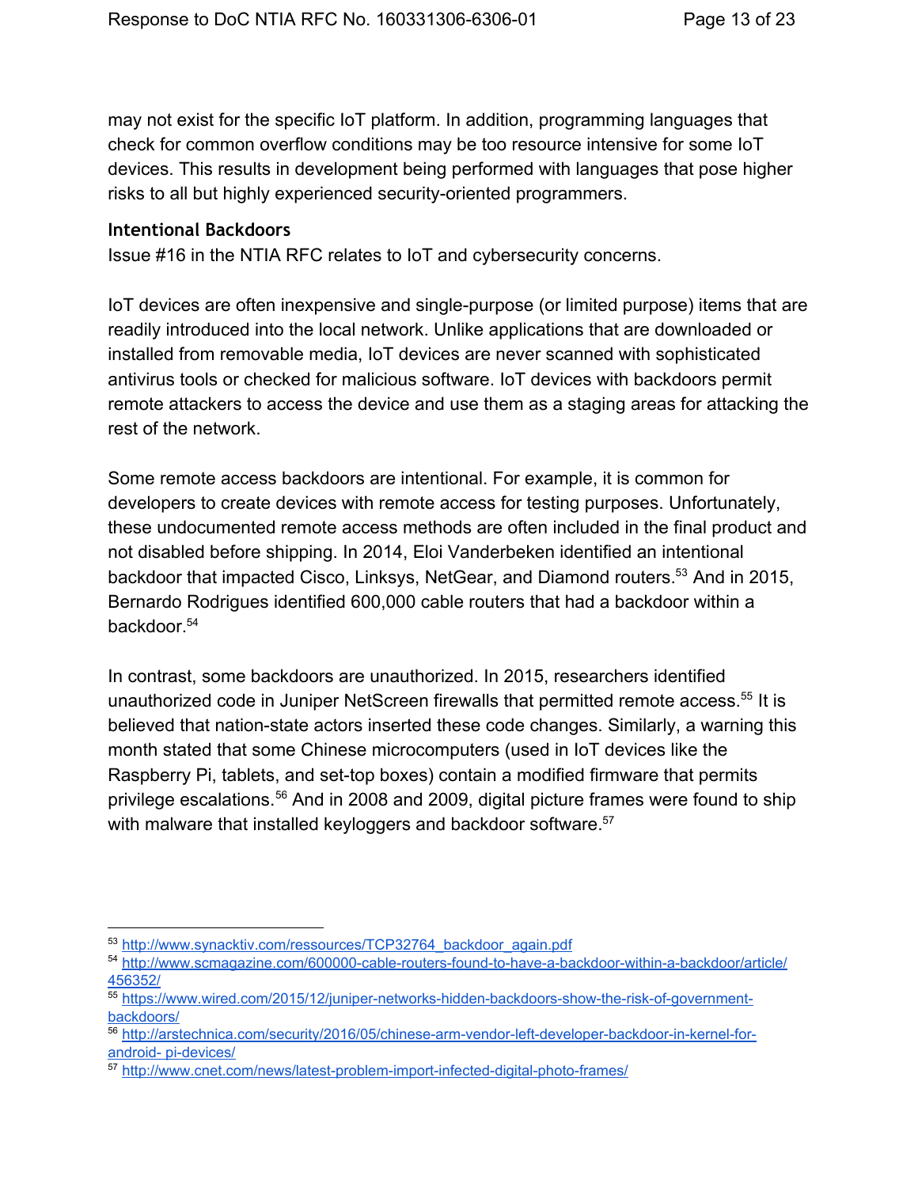may not exist for the specific IoT platform. In addition, programming languages that check for common overflow conditions may be too resource intensive for some IoT devices. This results in development being performed with languages that pose higher risks to all but highly experienced security-oriented programmers.

### Intentional Backdoors

Issue #16 in the NTIA RFC relates to IoT and cybersecurity concerns.

IoT devices are often inexpensive and single-purpose (or limited purpose) items that are readily introduced into the local network. Unlike applications that are downloaded or installed from removable media, IoT devices are never scanned with sophisticated antivirus tools or checked for malicious software. IoT devices with backdoors permit remote attackers to access the device and use them as a staging areas for attacking the rest of the network.

Some remote access backdoors are intentional. For example, it is common for developers to create devices with remote access for testing purposes. Unfortunately, these undocumented remote access methods are often included in the final product and not disabled before shipping. In 2014, Eloi Vanderbeken identified an intentional backdoor that impacted Cisco, Linksys, NetGear, and Diamond routers.[53] And in 2015, Bernardo Rodrigues identified 600,000 cable routers that had a backdoor within a backdoor.[54]

In contrast, some backdoors are unauthorized. In 2015, researchers identified unauthorized code in Juniper NetScreen firewalls that permitted remote access.[55] It is believed that nation-state actors inserted these code changes. Similarly, a warning this month stated that some Chinese microcomputers (used in IoT devices like the Raspberry Pi, tablets, and set-top boxes) contain a modified firmware that permits privilege escalations.[56] And in 2008 and 2009, digital picture frames were found to ship with malware that installed keyloggers and backdoor software.[57]

---

[53] http://www.synacktiv.com/ressources/TCP32764_backdoor_again.pdf

[54] http://www.scmagazine.com/600000-cable-routers-found-to-have-a-backdoor-within-a-backdoor/article/456352/

[55] https://www.wired.com/2015/12/juniper-networks-hidden-backdoors-show-the-risk-of-government-backdoors/

[56] http://arstechnica.com/security/2016/05/chinese-arm-vendor-left-developer-backdoor-in-kernel-for-android- pi-devices/

[57] http://www.cnet.com/news/latest-problem-import-infected-digital-photo-frames/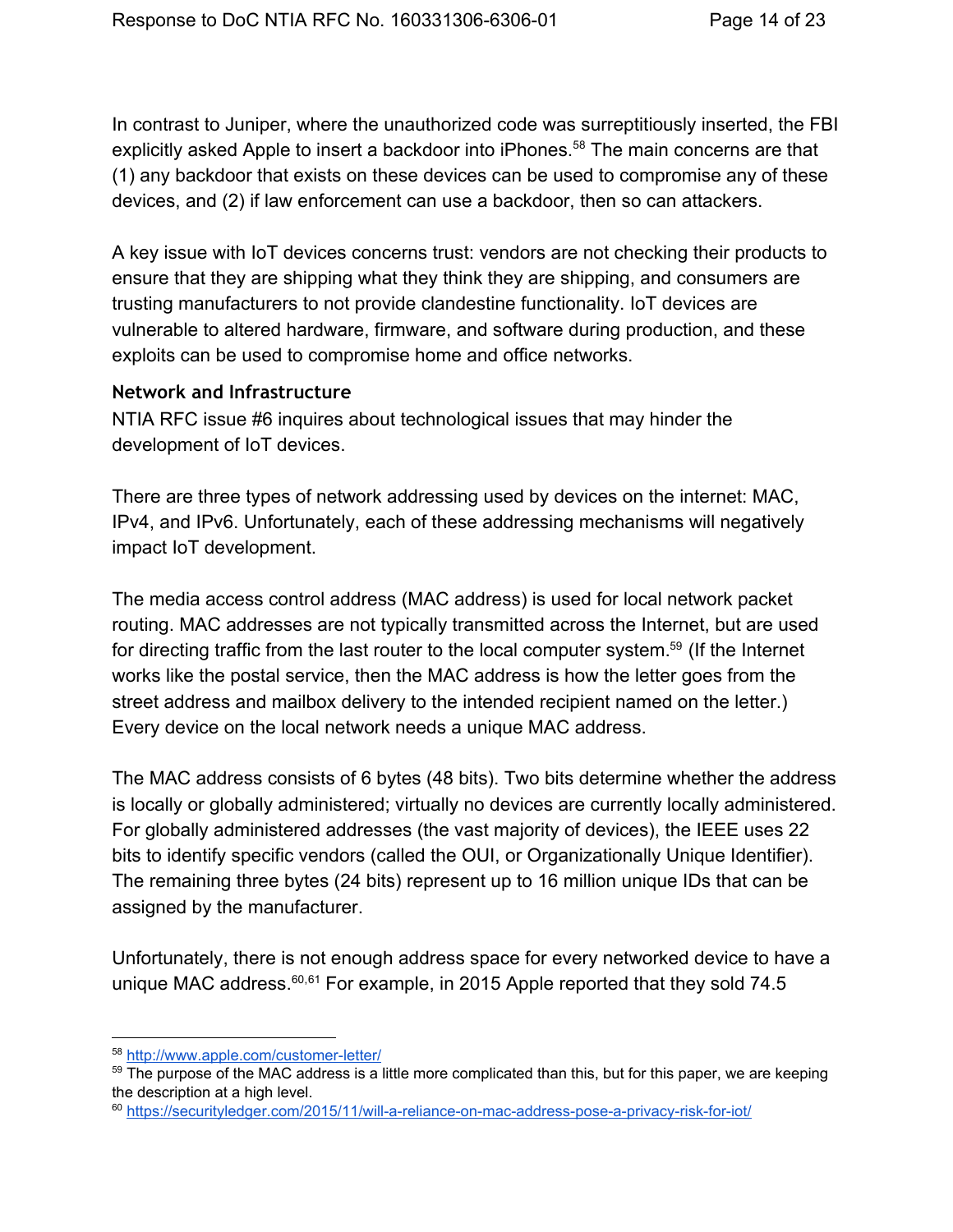In contrast to Juniper, where the unauthorized code was surreptitiously inserted, the FBI explicitly asked Apple to insert a backdoor into iPhones.[58] The main concerns are that (1) any backdoor that exists on these devices can be used to compromise any of these devices, and (2) if law enforcement can use a backdoor, then so can attackers.

A key issue with IoT devices concerns trust: vendors are not checking their products to ensure that they are shipping what they think they are shipping, and consumers are trusting manufacturers to not provide clandestine functionality. IoT devices are vulnerable to altered hardware, firmware, and software during production, and these exploits can be used to compromise home and office networks.

### Network and Infrastructure

NTIA RFC issue #6 inquires about technological issues that may hinder the development of IoT devices.

There are three types of network addressing used by devices on the internet: MAC, IPv4, and IPv6. Unfortunately, each of these addressing mechanisms will negatively impact IoT development.

The media access control address (MAC address) is used for local network packet routing. MAC addresses are not typically transmitted across the Internet, but are used for directing traffic from the last router to the local computer system.[59] (If the Internet works like the postal service, then the MAC address is how the letter goes from the street address and mailbox delivery to the intended recipient named on the letter.) Every device on the local network needs a unique MAC address.

The MAC address consists of 6 bytes (48 bits). Two bits determine whether the address is locally or globally administered; virtually no devices are currently locally administered. For globally administered addresses (the vast majority of devices), the IEEE uses 22 bits to identify specific vendors (called the OUI, or Organizationally Unique Identifier). The remaining three bytes (24 bits) represent up to 16 million unique IDs that can be assigned by the manufacturer.

Unfortunately, there is not enough address space for every networked device to have a unique MAC address.[60,61] For example, in 2015 Apple reported that they sold 74.5

---

[58] http://www.apple.com/customer-letter/

[59] The purpose of the MAC address is a little more complicated than this, but for this paper, we are keeping the description at a high level.

[60] https://securityledger.com/2015/11/will-a-reliance-on-mac-address-pose-a-privacy-risk-for-iot/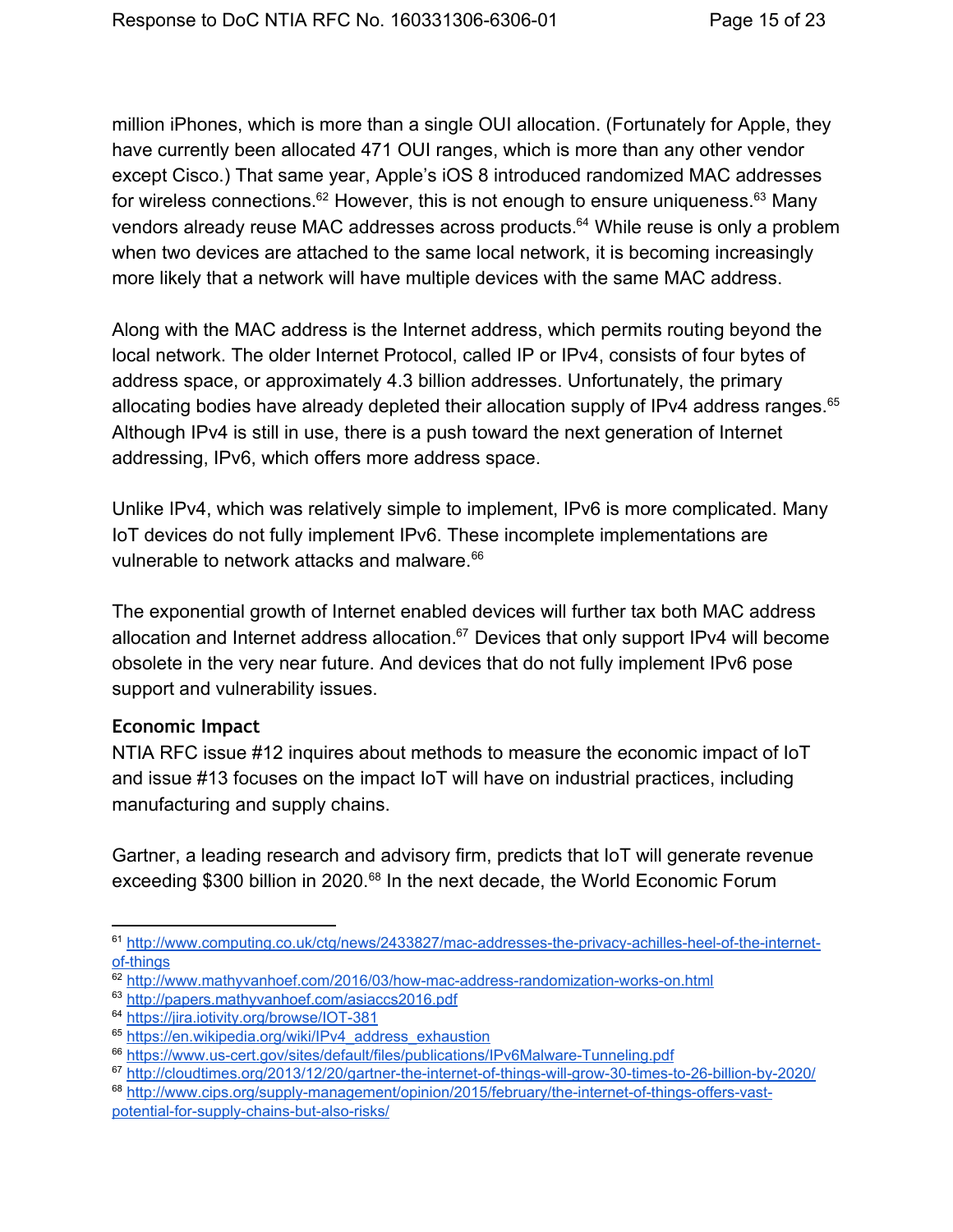million iPhones, which is more than a single OUI allocation. (Fortunately for Apple, they have currently been allocated 471 OUI ranges, which is more than any other vendor except Cisco.) That same year, Apple's iOS 8 introduced randomized MAC addresses for wireless connections.[62] However, this is not enough to ensure uniqueness.[63] Many vendors already reuse MAC addresses across products.[64] While reuse is only a problem when two devices are attached to the same local network, it is becoming increasingly more likely that a network will have multiple devices with the same MAC address.

Along with the MAC address is the Internet address, which permits routing beyond the local network. The older Internet Protocol, called IP or IPv4, consists of four bytes of address space, or approximately 4.3 billion addresses. Unfortunately, the primary allocating bodies have already depleted their allocation supply of IPv4 address ranges.[65] Although IPv4 is still in use, there is a push toward the next generation of Internet addressing, IPv6, which offers more address space.

Unlike IPv4, which was relatively simple to implement, IPv6 is more complicated. Many IoT devices do not fully implement IPv6. These incomplete implementations are vulnerable to network attacks and malware.[66]

The exponential growth of Internet enabled devices will further tax both MAC address allocation and Internet address allocation.[67] Devices that only support IPv4 will become obsolete in the very near future. And devices that do not fully implement IPv6 pose support and vulnerability issues.

### Economic Impact

NTIA RFC issue #12 inquires about methods to measure the economic impact of IoT and issue #13 focuses on the impact IoT will have on industrial practices, including manufacturing and supply chains.

Gartner, a leading research and advisory firm, predicts that IoT will generate revenue exceeding $300 billion in 2020.[68] In the next decade, the World Economic Forum

---

[61] http://www.computing.co.uk/ctg/news/2433827/mac-addresses-the-privacy-achilles-heel-of-the-internet-of-things

[62] http://www.mathyvanhoef.com/2016/03/how-mac-address-randomization-works-on.html

[63] http://papers.mathyvanhoef.com/asiaccs2016.pdf

[64] https://jira.iotivity.org/browse/IOT-381

[65] https://en.wikipedia.org/wiki/IPv4_address_exhaustion

[66] https://www.us-cert.gov/sites/default/files/publications/IPv6Malware-Tunneling.pdf

[67] http://cloudtimes.org/2013/12/20/gartner-the-internet-of-things-will-grow-30-times-to-26-billion-by-2020/

[68] http://www.cips.org/supply-management/opinion/2015/february/the-internet-of-things-offers-vast-potential-for-supply-chains-but-also-risks/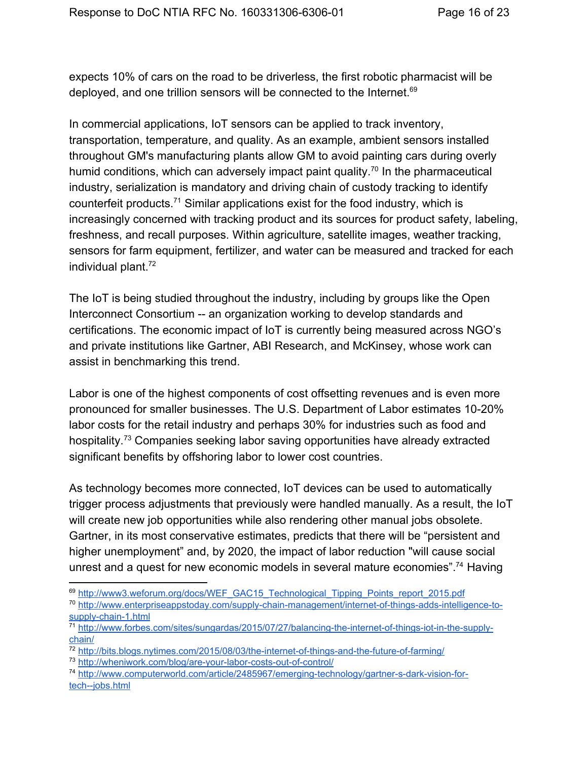expects 10% of cars on the road to be driverless, the first robotic pharmacist will be deployed, and one trillion sensors will be connected to the Internet.[69]

In commercial applications, IoT sensors can be applied to track inventory, transportation, temperature, and quality. As an example, ambient sensors installed throughout GM's manufacturing plants allow GM to avoid painting cars during overly humid conditions, which can adversely impact paint quality.[70] In the pharmaceutical industry, serialization is mandatory and driving chain of custody tracking to identify counterfeit products.[71] Similar applications exist for the food industry, which is increasingly concerned with tracking product and its sources for product safety, labeling, freshness, and recall purposes. Within agriculture, satellite images, weather tracking, sensors for farm equipment, fertilizer, and water can be measured and tracked for each individual plant.[72]

The IoT is being studied throughout the industry, including by groups like the Open Interconnect Consortium -- an organization working to develop standards and certifications. The economic impact of IoT is currently being measured across NGO's and private institutions like Gartner, ABI Research, and McKinsey, whose work can assist in benchmarking this trend.

Labor is one of the highest components of cost offsetting revenues and is even more pronounced for smaller businesses. The U.S. Department of Labor estimates 10-20% labor costs for the retail industry and perhaps 30% for industries such as food and hospitality.[73] Companies seeking labor saving opportunities have already extracted significant benefits by offshoring labor to lower cost countries.

As technology becomes more connected, IoT devices can be used to automatically trigger process adjustments that previously were handled manually. As a result, the IoT will create new job opportunities while also rendering other manual jobs obsolete. Gartner, in its most conservative estimates, predicts that there will be "persistent and higher unemployment" and, by 2020, the impact of labor reduction "will cause social unrest and a quest for new economic models in several mature economies".[74] Having

---

[69] http://www3.weforum.org/docs/WEF_GAC15_Technological_Tipping_Points_report_2015.pdf

[70] http://www.enterpriseappstoday.com/supply-chain-management/internet-of-things-adds-intelligence-to-supply-chain-1.html

[71] http://www.forbes.com/sites/sungardas/2015/07/27/balancing-the-internet-of-things-iot-in-the-supply-chain/

[72] http://bits.blogs.nytimes.com/2015/08/03/the-internet-of-things-and-the-future-of-farming/

[73] http://wheniwork.com/blog/are-your-labor-costs-out-of-control/

[74] http://www.computerworld.com/article/2485967/emerging-technology/gartner-s-dark-vision-for-tech--jobs.html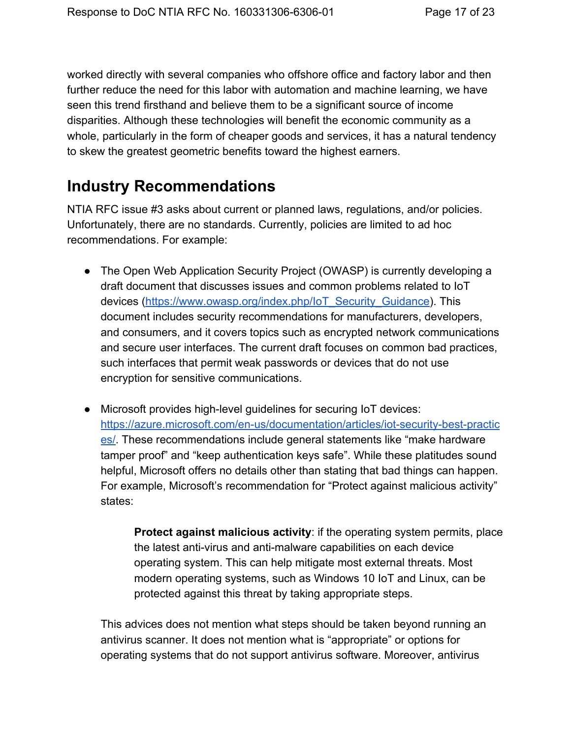worked directly with several companies who offshore office and factory labor and then further reduce the need for this labor with automation and machine learning, we have seen this trend firsthand and believe them to be a significant source of income disparities. Although these technologies will benefit the economic community as a whole, particularly in the form of cheaper goods and services, it has a natural tendency to skew the greatest geometric benefits toward the highest earners.

## Industry Recommendations

NTIA RFC issue #3 asks about current or planned laws, regulations, and/or policies. Unfortunately, there are no standards. Currently, policies are limited to ad hoc recommendations. For example:

- The Open Web Application Security Project (OWASP) is currently developing a draft document that discusses issues and common problems related to IoT devices (https://www.owasp.org/index.php/IoT_Security_Guidance). This document includes security recommendations for manufacturers, developers, and consumers, and it covers topics such as encrypted network communications and secure user interfaces. The current draft focuses on common bad practices, such interfaces that permit weak passwords or devices that do not use encryption for sensitive communications.

- Microsoft provides high-level guidelines for securing IoT devices: https://azure.microsoft.com/en-us/documentation/articles/iot-security-best-practices/. These recommendations include general statements like "make hardware tamper proof" and "keep authentication keys safe". While these platitudes sound helpful, Microsoft offers no details other than stating that bad things can happen. For example, Microsoft's recommendation for "Protect against malicious activity" states:

  > **Protect against malicious activity**: if the operating system permits, place the latest anti-virus and anti-malware capabilities on each device operating system. This can help mitigate most external threats. Most modern operating systems, such as Windows 10 IoT and Linux, can be protected against this threat by taking appropriate steps.

  This advices does not mention what steps should be taken beyond running an antivirus scanner. It does not mention what is "appropriate" or options for operating systems that do not support antivirus software. Moreover, antivirus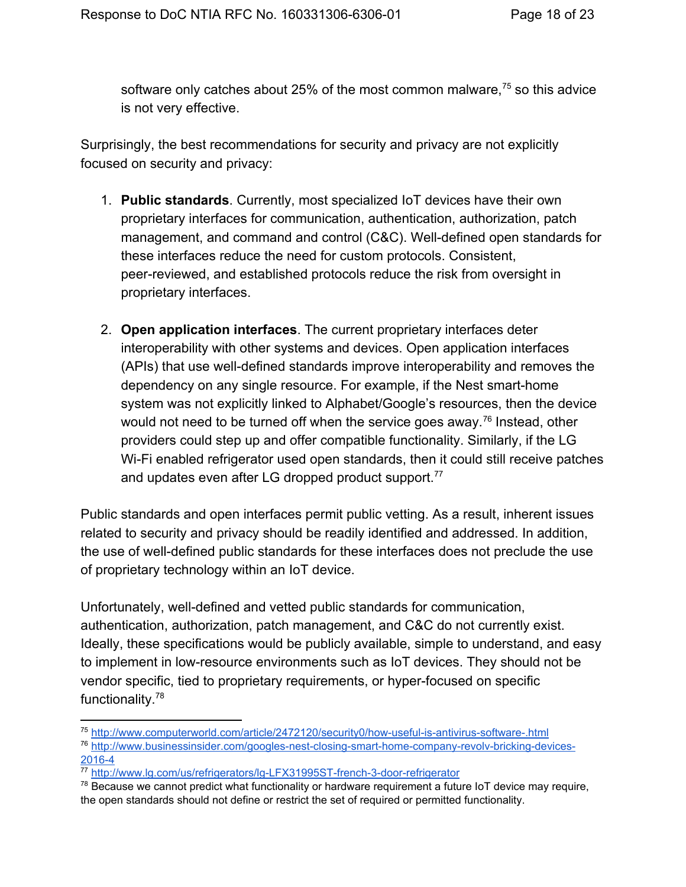software only catches about 25% of the most common malware,[75] so this advice is not very effective.

Surprisingly, the best recommendations for security and privacy are not explicitly focused on security and privacy:

1. **Public standards**. Currently, most specialized IoT devices have their own proprietary interfaces for communication, authentication, authorization, patch management, and command and control (C&C). Well-defined open standards for these interfaces reduce the need for custom protocols. Consistent, peer-reviewed, and established protocols reduce the risk from oversight in proprietary interfaces.

2. **Open application interfaces**. The current proprietary interfaces deter interoperability with other systems and devices. Open application interfaces (APIs) that use well-defined standards improve interoperability and removes the dependency on any single resource. For example, if the Nest smart-home system was not explicitly linked to Alphabet/Google's resources, then the device would not need to be turned off when the service goes away.[76] Instead, other providers could step up and offer compatible functionality. Similarly, if the LG Wi-Fi enabled refrigerator used open standards, then it could still receive patches and updates even after LG dropped product support.[77]

Public standards and open interfaces permit public vetting. As a result, inherent issues related to security and privacy should be readily identified and addressed. In addition, the use of well-defined public standards for these interfaces does not preclude the use of proprietary technology within an IoT device.

Unfortunately, well-defined and vetted public standards for communication, authentication, authorization, patch management, and C&C do not currently exist. Ideally, these specifications would be publicly available, simple to understand, and easy to implement in low-resource environments such as IoT devices. They should not be vendor specific, tied to proprietary requirements, or hyper-focused on specific functionality.[78]

---

[75] http://www.computerworld.com/article/2472120/security0/how-useful-is-antivirus-software-.html

[76] http://www.businessinsider.com/googles-nest-closing-smart-home-company-revolv-bricking-devices-2016-4

[77] http://www.lg.com/us/refrigerators/lg-LFX31995ST-french-3-door-refrigerator

[78] Because we cannot predict what functionality or hardware requirement a future IoT device may require, the open standards should not define or restrict the set of required or permitted functionality.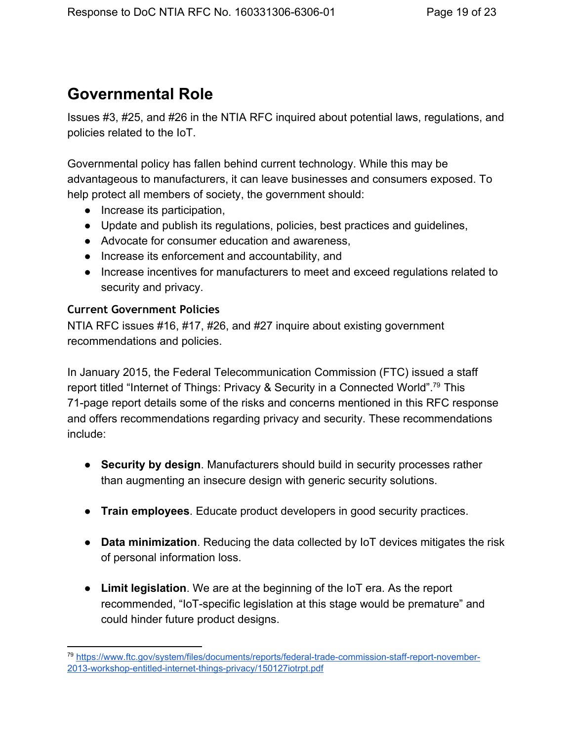## Governmental Role

Issues #3, #25, and #26 in the NTIA RFC inquired about potential laws, regulations, and policies related to the IoT.

Governmental policy has fallen behind current technology. While this may be advantageous to manufacturers, it can leave businesses and consumers exposed. To help protect all members of society, the government should:

- Increase its participation,
- Update and publish its regulations, policies, best practices and guidelines,
- Advocate for consumer education and awareness,
- Increase its enforcement and accountability, and
- Increase incentives for manufacturers to meet and exceed regulations related to security and privacy.

### Current Government Policies

NTIA RFC issues #16, #17, #26, and #27 inquire about existing government recommendations and policies.

In January 2015, the Federal Telecommunication Commission (FTC) issued a staff report titled "Internet of Things: Privacy & Security in a Connected World".[79] This 71-page report details some of the risks and concerns mentioned in this RFC response and offers recommendations regarding privacy and security. These recommendations include:

- **Security by design**. Manufacturers should build in security processes rather than augmenting an insecure design with generic security solutions.
- **Train employees**. Educate product developers in good security practices.
- **Data minimization**. Reducing the data collected by IoT devices mitigates the risk of personal information loss.
- **Limit legislation**. We are at the beginning of the IoT era. As the report recommended, "IoT-specific legislation at this stage would be premature" and could hinder future product designs.

---

[79] https://www.ftc.gov/system/files/documents/reports/federal-trade-commission-staff-report-november-2013-workshop-entitled-internet-things-privacy/150127iotrpt.pdf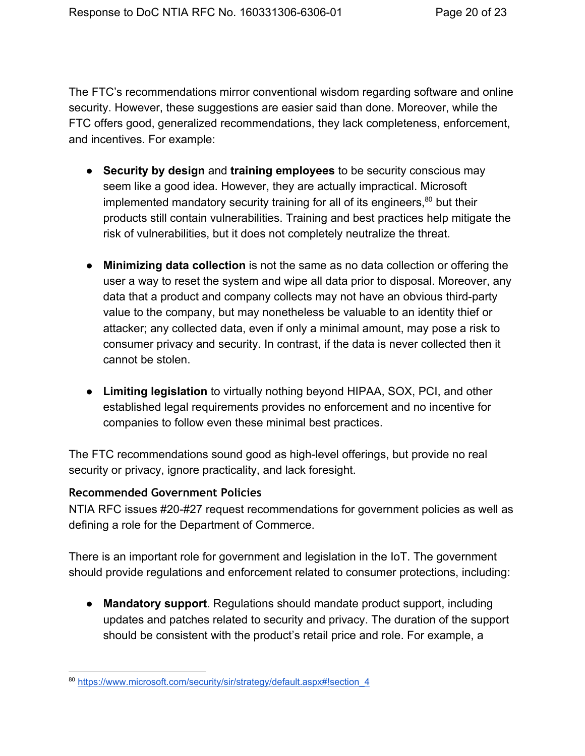The FTC's recommendations mirror conventional wisdom regarding software and online security. However, these suggestions are easier said than done. Moreover, while the FTC offers good, generalized recommendations, they lack completeness, enforcement, and incentives. For example:

- **Security by design** and **training employees** to be security conscious may seem like a good idea. However, they are actually impractical. Microsoft implemented mandatory security training for all of its engineers,[80] but their products still contain vulnerabilities. Training and best practices help mitigate the risk of vulnerabilities, but it does not completely neutralize the threat.

- **Minimizing data collection** is not the same as no data collection or offering the user a way to reset the system and wipe all data prior to disposal. Moreover, any data that a product and company collects may not have an obvious third-party value to the company, but may nonetheless be valuable to an identity thief or attacker; any collected data, even if only a minimal amount, may pose a risk to consumer privacy and security. In contrast, if the data is never collected then it cannot be stolen.

- **Limiting legislation** to virtually nothing beyond HIPAA, SOX, PCI, and other established legal requirements provides no enforcement and no incentive for companies to follow even these minimal best practices.

The FTC recommendations sound good as high-level offerings, but provide no real security or privacy, ignore practicality, and lack foresight.

### Recommended Government Policies

NTIA RFC issues #20-#27 request recommendations for government policies as well as defining a role for the Department of Commerce.

There is an important role for government and legislation in the IoT. The government should provide regulations and enforcement related to consumer protections, including:

- **Mandatory support**. Regulations should mandate product support, including updates and patches related to security and privacy. The duration of the support should be consistent with the product's retail price and role. For example, a

[80] https://www.microsoft.com/security/sir/strategy/default.aspx#!section_4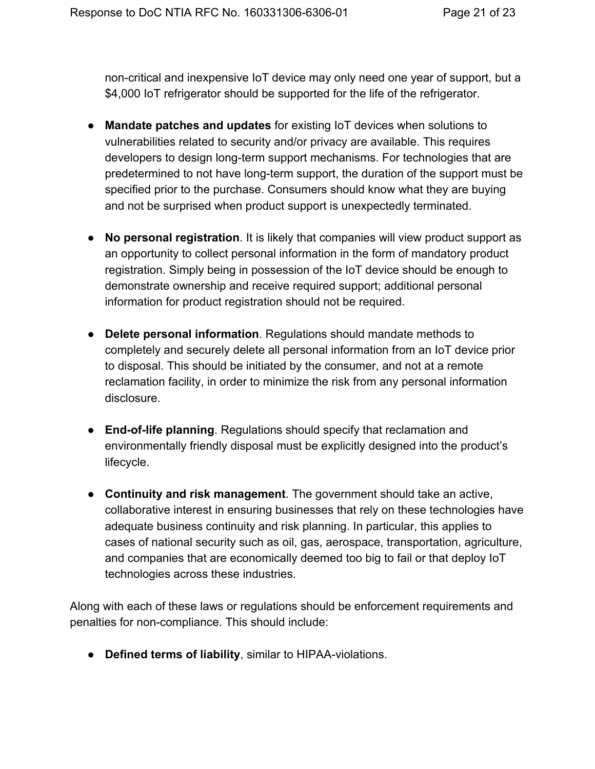non-critical and inexpensive IoT device may only need one year of support, but a $4,000 IoT refrigerator should be supported for the life of the refrigerator.

- **Mandate patches and updates** for existing IoT devices when solutions to vulnerabilities related to security and/or privacy are available. This requires developers to design long-term support mechanisms. For technologies that are predetermined to not have long-term support, the duration of the support must be specified prior to the purchase. Consumers should know what they are buying and not be surprised when product support is unexpectedly terminated.

- **No personal registration**. It is likely that companies will view product support as an opportunity to collect personal information in the form of mandatory product registration. Simply being in possession of the IoT device should be enough to demonstrate ownership and receive required support; additional personal information for product registration should not be required.

- **Delete personal information**. Regulations should mandate methods to completely and securely delete all personal information from an IoT device prior to disposal. This should be initiated by the consumer, and not at a remote reclamation facility, in order to minimize the risk from any personal information disclosure.

- **End-of-life planning**. Regulations should specify that reclamation and environmentally friendly disposal must be explicitly designed into the product's lifecycle.

- **Continuity and risk management**. The government should take an active, collaborative interest in ensuring businesses that rely on these technologies have adequate business continuity and risk planning. In particular, this applies to cases of national security such as oil, gas, aerospace, transportation, agriculture, and companies that are economically deemed too big to fail or that deploy IoT technologies across these industries.

Along with each of these laws or regulations should be enforcement requirements and penalties for non-compliance. This should include:

- **Defined terms of liability**, similar to HIPAA-violations.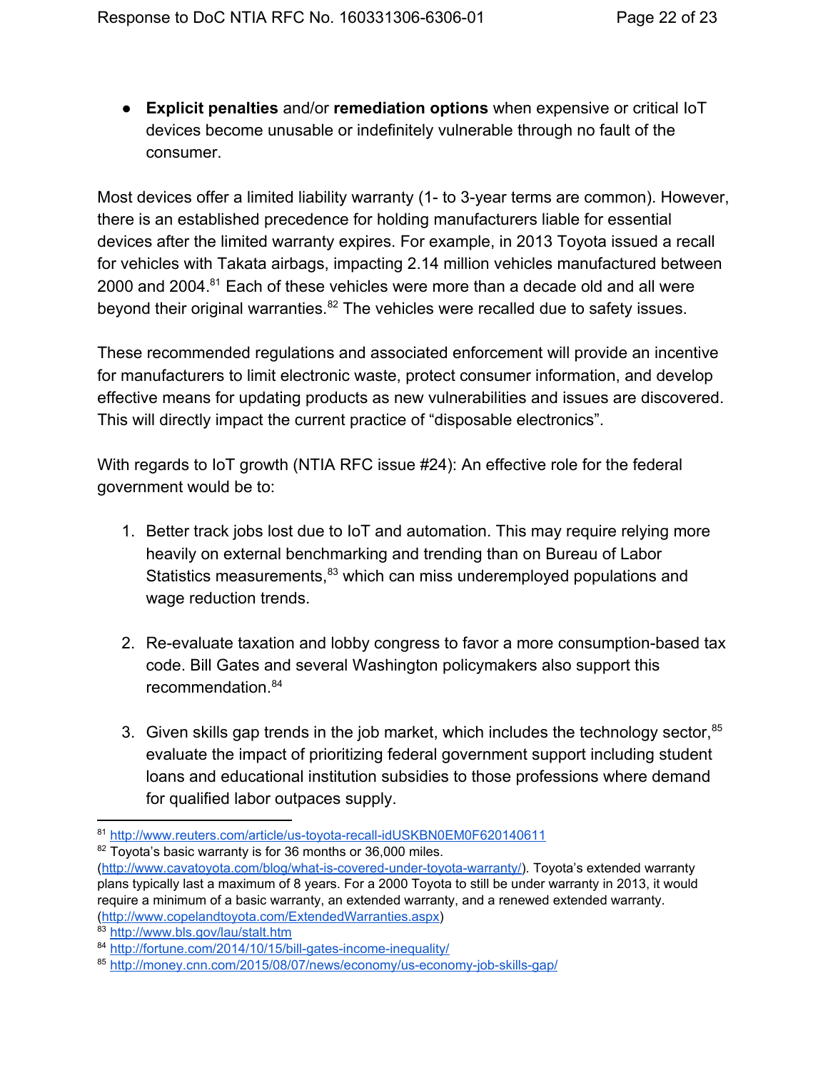- **Explicit penalties** and/or **remediation options** when expensive or critical IoT devices become unusable or indefinitely vulnerable through no fault of the consumer.

Most devices offer a limited liability warranty (1- to 3-year terms are common). However, there is an established precedence for holding manufacturers liable for essential devices after the limited warranty expires. For example, in 2013 Toyota issued a recall for vehicles with Takata airbags, impacting 2.14 million vehicles manufactured between 2000 and 2004.[81] Each of these vehicles were more than a decade old and all were beyond their original warranties.[82] The vehicles were recalled due to safety issues.

These recommended regulations and associated enforcement will provide an incentive for manufacturers to limit electronic waste, protect consumer information, and develop effective means for updating products as new vulnerabilities and issues are discovered. This will directly impact the current practice of "disposable electronics".

With regards to IoT growth (NTIA RFC issue #24): An effective role for the federal government would be to:

1. Better track jobs lost due to IoT and automation. This may require relying more heavily on external benchmarking and trending than on Bureau of Labor Statistics measurements,[83] which can miss underemployed populations and wage reduction trends.

2. Re-evaluate taxation and lobby congress to favor a more consumption-based tax code. Bill Gates and several Washington policymakers also support this recommendation.[84]

3. Given skills gap trends in the job market, which includes the technology sector,[85] evaluate the impact of prioritizing federal government support including student loans and educational institution subsidies to those professions where demand for qualified labor outpaces supply.

---

[81] http://www.reuters.com/article/us-toyota-recall-idUSKBN0EM0F620140611

[82] Toyota's basic warranty is for 36 months or 36,000 miles. (http://www.cavatoyota.com/blog/what-is-covered-under-toyota-warranty/). Toyota's extended warranty plans typically last a maximum of 8 years. For a 2000 Toyota to still be under warranty in 2013, it would require a minimum of a basic warranty, an extended warranty, and a renewed extended warranty. (http://www.copelandtoyota.com/ExtendedWarranties.aspx)

[83] http://www.bls.gov/lau/stalt.htm

[84] http://fortune.com/2014/10/15/bill-gates-income-inequality/

[85] http://money.cnn.com/2015/08/07/news/economy/us-economy-job-skills-gap/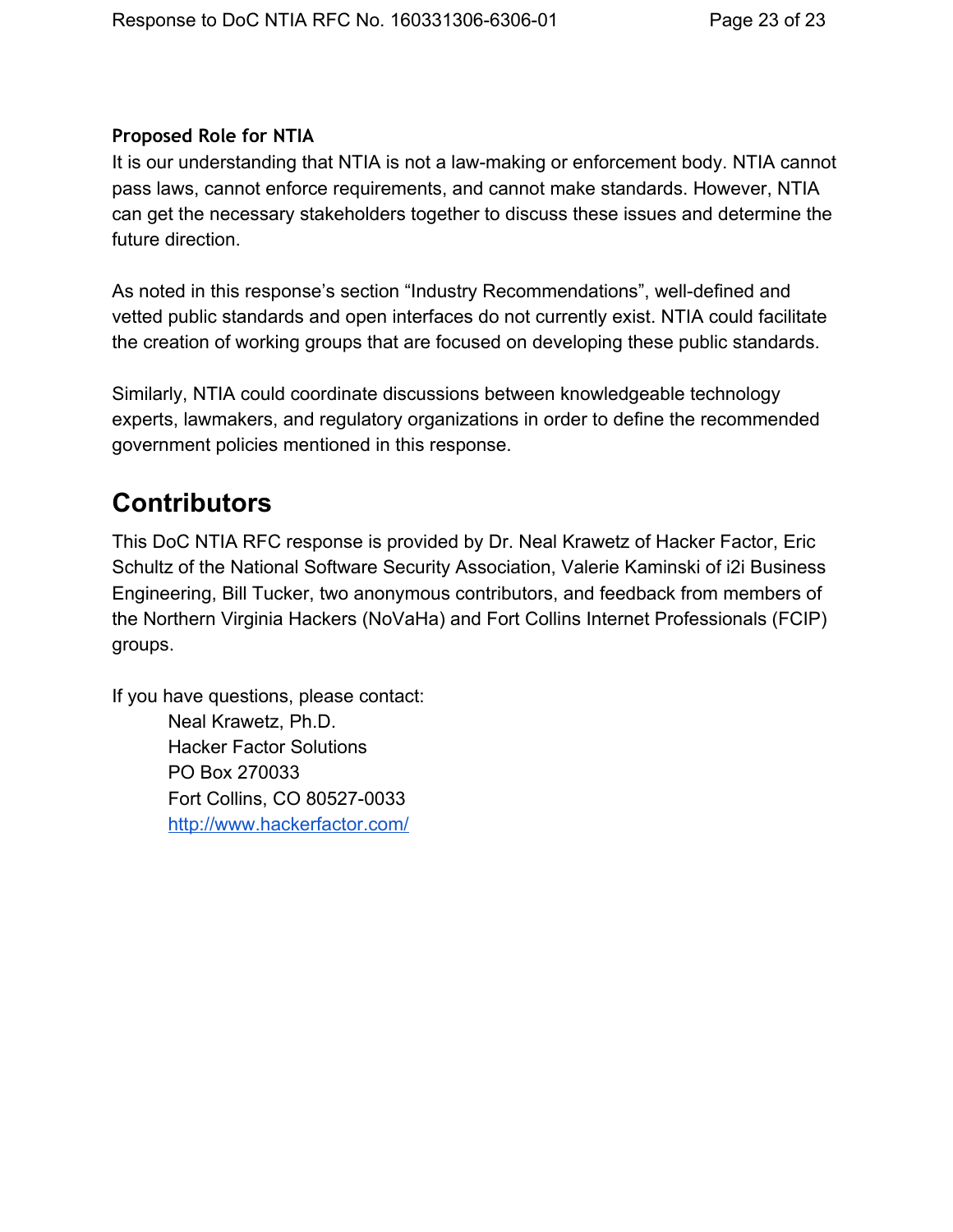### Proposed Role for NTIA

It is our understanding that NTIA is not a law-making or enforcement body. NTIA cannot pass laws, cannot enforce requirements, and cannot make standards. However, NTIA can get the necessary stakeholders together to discuss these issues and determine the future direction.

As noted in this response's section "Industry Recommendations", well-defined and vetted public standards and open interfaces do not currently exist. NTIA could facilitate the creation of working groups that are focused on developing these public standards.

Similarly, NTIA could coordinate discussions between knowledgeable technology experts, lawmakers, and regulatory organizations in order to define the recommended government policies mentioned in this response.

## Contributors

This DoC NTIA RFC response is provided by Dr. Neal Krawetz of Hacker Factor, Eric Schultz of the National Software Security Association, Valerie Kaminski of i2i Business Engineering, Bill Tucker, two anonymous contributors, and feedback from members of the Northern Virginia Hackers (NoVaHa) and Fort Collins Internet Professionals (FCIP) groups.

If you have questions, please contact:

Neal Krawetz, Ph.D.
Hacker Factor Solutions
PO Box 270033
Fort Collins, CO 80527-0033
[http://www.hackerfactor.com/](http://www.hackerfactor.com/)